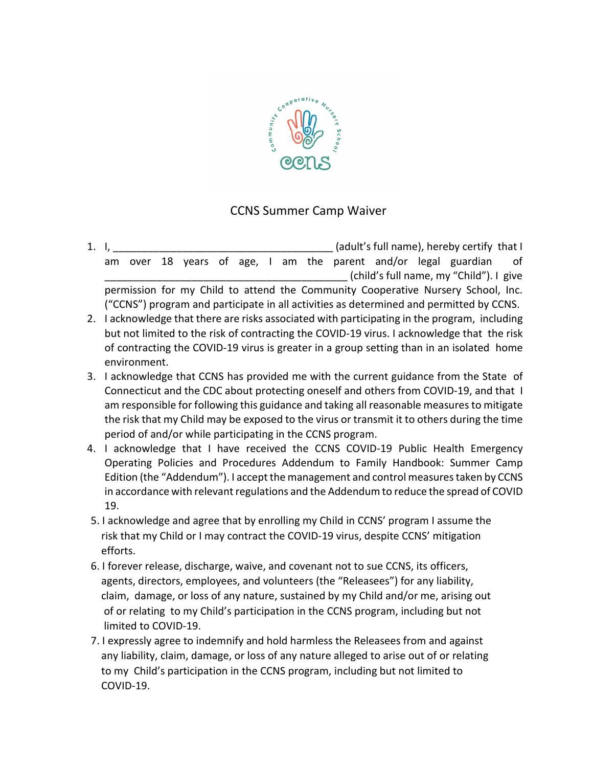# CCNS Summer Camp Waiver

1. I, ______________________________________ (adult's full name), hereby certify that I am over 18 years of age, I am the parent and/or legal guardian of ___________________________________________ (child's full name, my "Child"). I give permission for my Child to attend the Community Cooperative Nursery School, Inc. ("CCNS") program and participate in all activities as determined and permitted by CCNS.
2. I acknowledge that there are risks associated with participating in the program, including but not limited to the risk of contracting the COVID-19 virus. I acknowledge that the risk of contracting the COVID-19 virus is greater in a group setting than in an isolated home environment.
3. I acknowledge that CCNS has provided me with the current guidance from the State of Connecticut and the CDC about protecting oneself and others from COVID-19, and that I am responsible for following this guidance and taking all reasonable measures to mitigate the risk that my Child may be exposed to the virus or transmit it to others during the time period of and/or while participating in the CCNS program.
4. I acknowledge that I have received the CCNS COVID-19 Public Health Emergency Operating Policies and Procedures Addendum to Family Handbook: Summer Camp Edition (the "Addendum"). I accept the management and control measures taken by CCNS in accordance with relevant regulations and the Addendum to reduce the spread of COVID 19.
5. I acknowledge and agree that by enrolling my Child in CCNS' program I assume the risk that my Child or I may contract the COVID-19 virus, despite CCNS' mitigation efforts.
6. I forever release, discharge, waive, and covenant not to sue CCNS, its officers, agents, directors, employees, and volunteers (the "Releasees") for any liability, claim, damage, or loss of any nature, sustained by my Child and/or me, arising out of or relating to my Child's participation in the CCNS program, including but not limited to COVID-19.
7. I expressly agree to indemnify and hold harmless the Releasees from and against any liability, claim, damage, or loss of any nature alleged to arise out of or relating to my Child's participation in the CCNS program, including but not limited to COVID-19.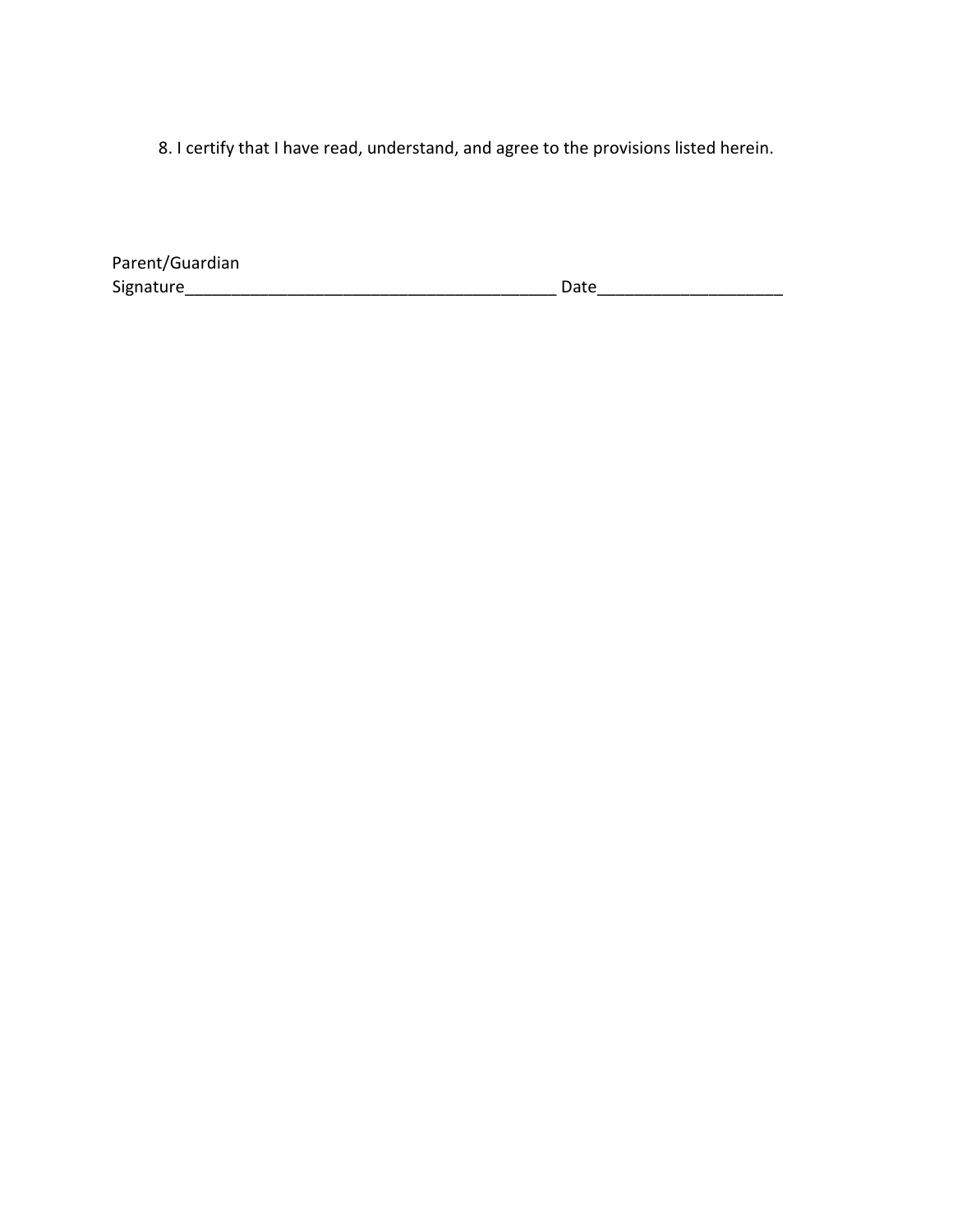8. I certify that I have read, understand, and agree to the provisions listed herein.

Parent/Guardian
Signature________________________________________ Date____________________